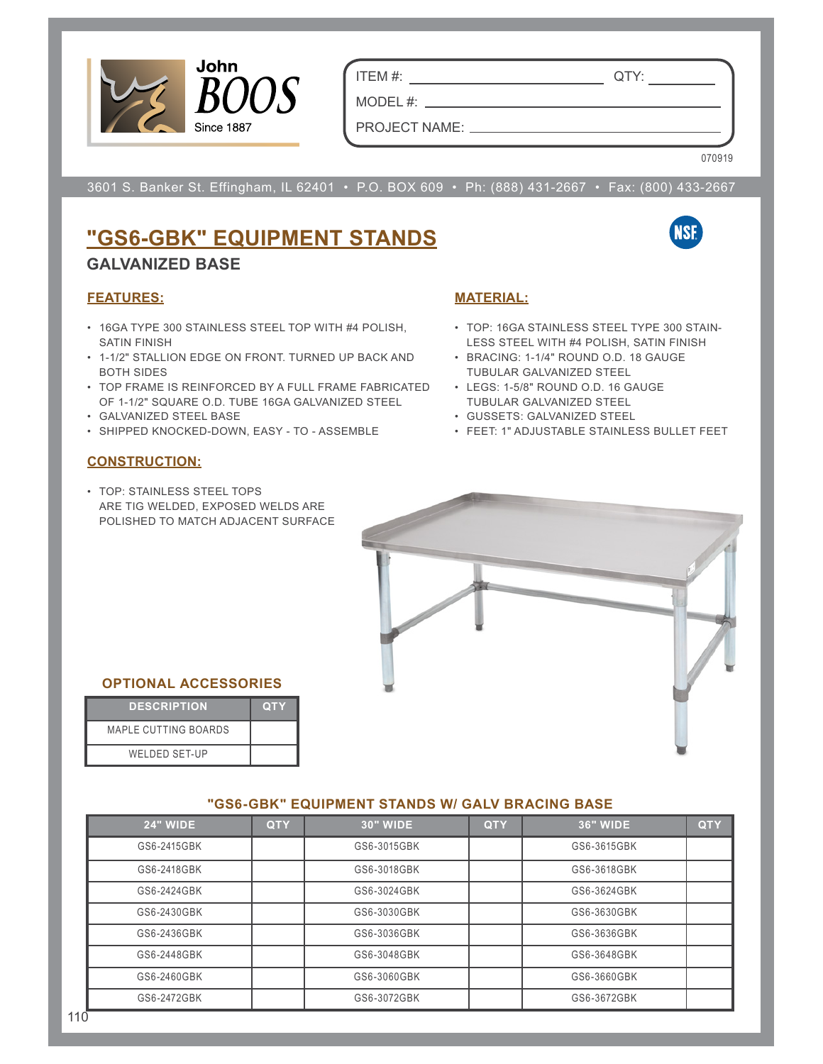John BOOS
Since 1887

ITEM #: ______________________ QTY: __________

MODEL #: ______________________________

PROJECT NAME: ______________________________

070919

3601 S. Banker St. Effingham, IL 62401 • P.O. BOX 609 • Ph: (888) 431-2667 • Fax: (800) 433-2667

# "GS6-GBK" EQUIPMENT STANDS

## GALVANIZED BASE

### FEATURES:

- 16GA TYPE 300 STAINLESS STEEL TOP WITH #4 POLISH, SATIN FINISH
- 1-1/2" STALLION EDGE ON FRONT. TURNED UP BACK AND BOTH SIDES
- TOP FRAME IS REINFORCED BY A FULL FRAME FABRICATED OF 1-1/2" SQUARE O.D. TUBE 16GA GALVANIZED STEEL
- GALVANIZED STEEL BASE
- SHIPPED KNOCKED-DOWN, EASY - TO - ASSEMBLE

### MATERIAL:

- TOP: 16GA STAINLESS STEEL TYPE 300 STAINLESS STEEL WITH #4 POLISH, SATIN FINISH
- BRACING: 1-1/4" ROUND O.D. 18 GAUGE TUBULAR GALVANIZED STEEL
- LEGS: 1-5/8" ROUND O.D. 16 GAUGE TUBULAR GALVANIZED STEEL
- GUSSETS: GALVANIZED STEEL
- FEET: 1" ADJUSTABLE STAINLESS BULLET FEET

### CONSTRUCTION:

- TOP: STAINLESS STEEL TOPS ARE TIG WELDED, EXPOSED WELDS ARE POLISHED TO MATCH ADJACENT SURFACE

### OPTIONAL ACCESSORIES

| DESCRIPTION | QTY |
| --- | --- |
| MAPLE CUTTING BOARDS | |
| WELDED SET-UP | |

### "GS6-GBK" EQUIPMENT STANDS W/ GALV BRACING BASE

| 24" WIDE | QTY | 30" WIDE | QTY | 36" WIDE | QTY |
| --- | --- | --- | --- | --- | --- |
| GS6-2415GBK | | GS6-3015GBK | | GS6-3615GBK | |
| GS6-2418GBK | | GS6-3018GBK | | GS6-3618GBK | |
| GS6-2424GBK | | GS6-3024GBK | | GS6-3624GBK | |
| GS6-2430GBK | | GS6-3030GBK | | GS6-3630GBK | |
| GS6-2436GBK | | GS6-3036GBK | | GS6-3636GBK | |
| GS6-2448GBK | | GS6-3048GBK | | GS6-3648GBK | |
| GS6-2460GBK | | GS6-3060GBK | | GS6-3660GBK | |
| GS6-2472GBK | | GS6-3072GBK | | GS6-3672GBK | |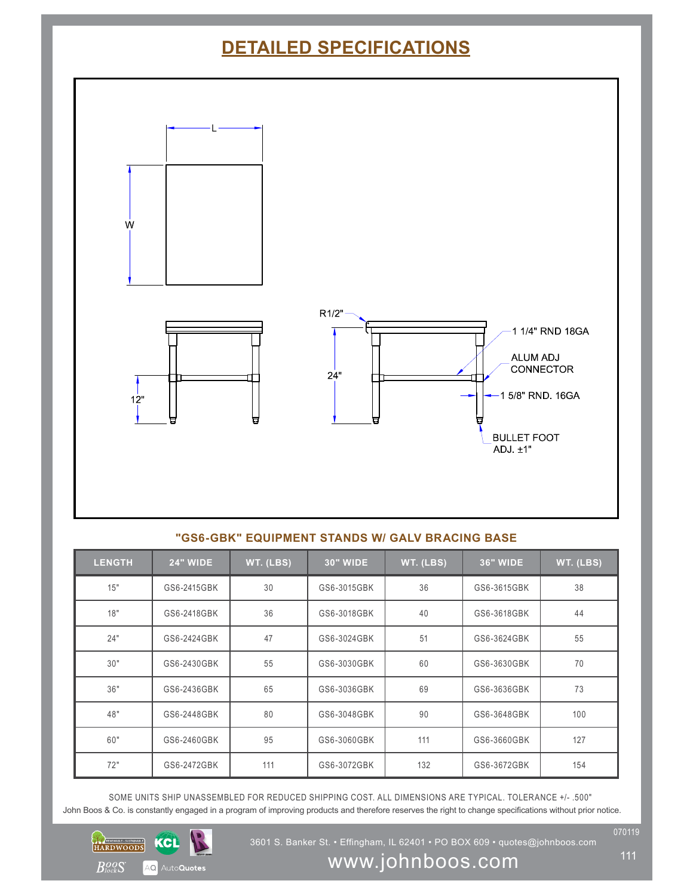# DETAILED SPECIFICATIONS

L

W

12"

R1/2"

24"

1 1/4" RND 18GA

ALUM ADJ CONNECTOR

1 5/8" RND. 16GA

BULLET FOOT ADJ. ±1"

### "GS6-GBK" EQUIPMENT STANDS W/ GALV BRACING BASE

| LENGTH | 24" WIDE | WT. (LBS) | 30" WIDE | WT. (LBS) | 36" WIDE | WT. (LBS) |
|---|---|---|---|---|---|---|
| 15" | GS6-2415GBK | 30 | GS6-3015GBK | 36 | GS6-3615GBK | 38 |
| 18" | GS6-2418GBK | 36 | GS6-3018GBK | 40 | GS6-3618GBK | 44 |
| 24" | GS6-2424GBK | 47 | GS6-3024GBK | 51 | GS6-3624GBK | 55 |
| 30" | GS6-2430GBK | 55 | GS6-3030GBK | 60 | GS6-3630GBK | 70 |
| 36" | GS6-2436GBK | 65 | GS6-3036GBK | 69 | GS6-3636GBK | 73 |
| 48" | GS6-2448GBK | 80 | GS6-3048GBK | 90 | GS6-3648GBK | 100 |
| 60" | GS6-2460GBK | 95 | GS6-3060GBK | 111 | GS6-3660GBK | 127 |
| 72" | GS6-2472GBK | 111 | GS6-3072GBK | 132 | GS6-3672GBK | 154 |

SOME UNITS SHIP UNASSEMBLED FOR REDUCED SHIPPING COST. ALL DIMENSIONS ARE TYPICAL. TOLERANCE +/- .500"

John Boos & Co. is constantly engaged in a program of improving products and therefore reserves the right to change specifications without prior notice.

070119

3601 S. Banker St. • Effingham, IL 62401 • PO BOX 609 • quotes@johnboos.com

www.johnboos.com